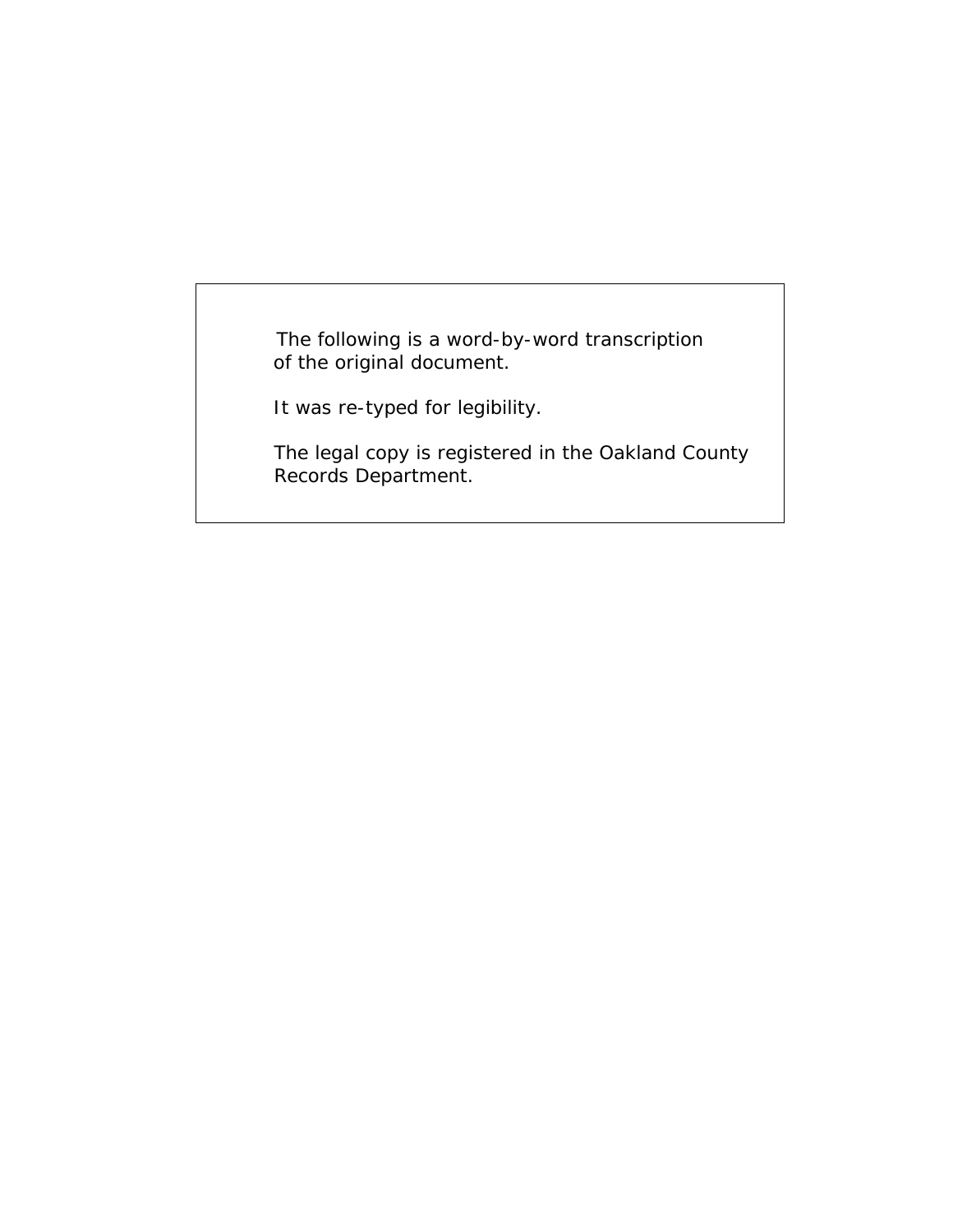The following is a word-by-word transcription of the original document.

It was re-typed for legibility.

The legal copy is registered in the Oakland County Records Department.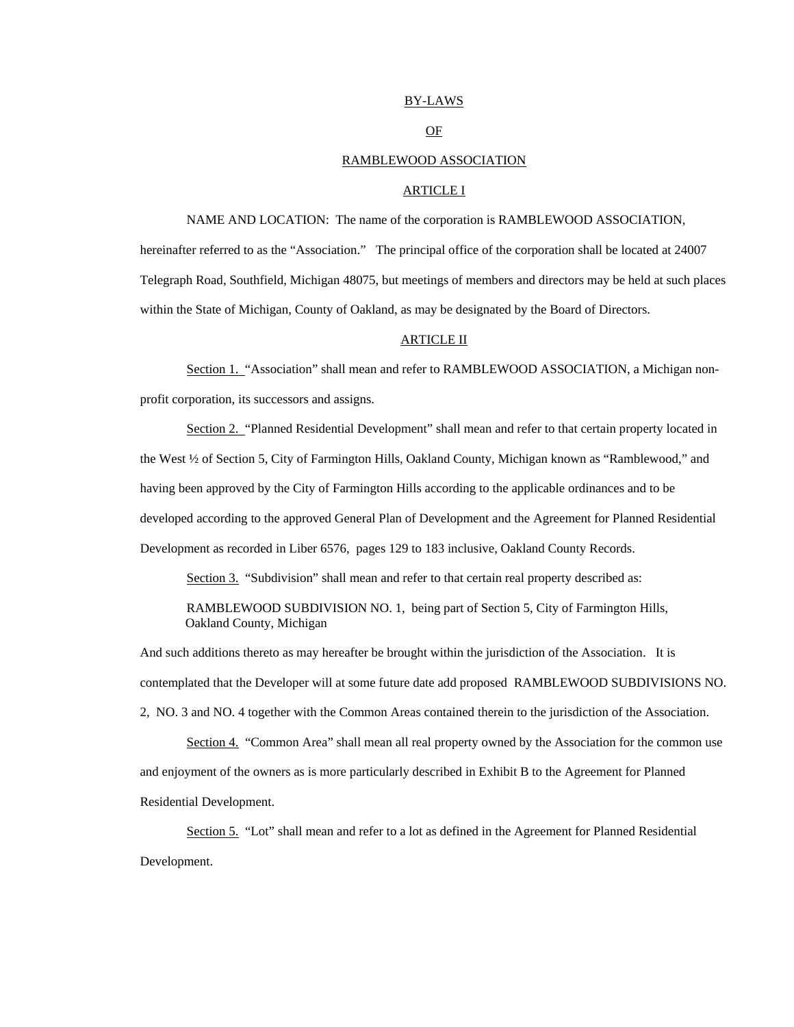# BY-LAWS

# OF

# RAMBLEWOOD ASSOCIATION

## ARTICLE I

NAME AND LOCATION: The name of the corporation is RAMBLEWOOD ASSOCIATION, hereinafter referred to as the "Association." The principal office of the corporation shall be located at 24007 Telegraph Road, Southfield, Michigan 48075, but meetings of members and directors may be held at such places within the State of Michigan, County of Oakland, as may be designated by the Board of Directors.

## ARTICLE II

Section 1. "Association" shall mean and refer to RAMBLEWOOD ASSOCIATION, a Michigan non-profit corporation, its successors and assigns.

Section 2. "Planned Residential Development" shall mean and refer to that certain property located in the West ½ of Section 5, City of Farmington Hills, Oakland County, Michigan known as "Ramblewood," and having been approved by the City of Farmington Hills according to the applicable ordinances and to be developed according to the approved General Plan of Development and the Agreement for Planned Residential Development as recorded in Liber 6576, pages 129 to 183 inclusive, Oakland County Records.

Section 3. "Subdivision" shall mean and refer to that certain real property described as:

RAMBLEWOOD SUBDIVISION NO. 1, being part of Section 5, City of Farmington Hills, Oakland County, Michigan

And such additions thereto as may hereafter be brought within the jurisdiction of the Association. It is contemplated that the Developer will at some future date add proposed RAMBLEWOOD SUBDIVISIONS NO. 2, NO. 3 and NO. 4 together with the Common Areas contained therein to the jurisdiction of the Association.

Section 4. "Common Area" shall mean all real property owned by the Association for the common use and enjoyment of the owners as is more particularly described in Exhibit B to the Agreement for Planned Residential Development.

Section 5. "Lot" shall mean and refer to a lot as defined in the Agreement for Planned Residential Development.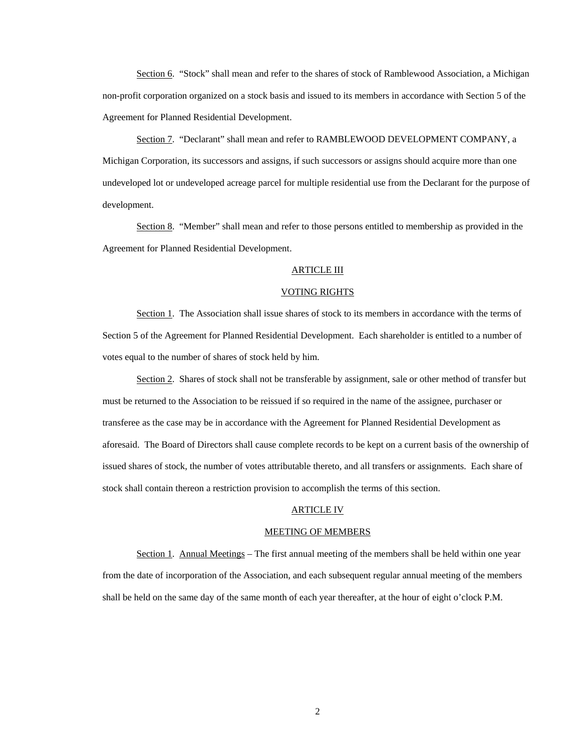Section 6. "Stock" shall mean and refer to the shares of stock of Ramblewood Association, a Michigan non-profit corporation organized on a stock basis and issued to its members in accordance with Section 5 of the Agreement for Planned Residential Development.

Section 7. "Declarant" shall mean and refer to RAMBLEWOOD DEVELOPMENT COMPANY, a Michigan Corporation, its successors and assigns, if such successors or assigns should acquire more than one undeveloped lot or undeveloped acreage parcel for multiple residential use from the Declarant for the purpose of development.

Section 8. "Member" shall mean and refer to those persons entitled to membership as provided in the Agreement for Planned Residential Development.

## ARTICLE III

## VOTING RIGHTS

Section 1. The Association shall issue shares of stock to its members in accordance with the terms of Section 5 of the Agreement for Planned Residential Development. Each shareholder is entitled to a number of votes equal to the number of shares of stock held by him.

Section 2. Shares of stock shall not be transferable by assignment, sale or other method of transfer but must be returned to the Association to be reissued if so required in the name of the assignee, purchaser or transferee as the case may be in accordance with the Agreement for Planned Residential Development as aforesaid. The Board of Directors shall cause complete records to be kept on a current basis of the ownership of issued shares of stock, the number of votes attributable thereto, and all transfers or assignments. Each share of stock shall contain thereon a restriction provision to accomplish the terms of this section.

## ARTICLE IV

## MEETING OF MEMBERS

Section 1. Annual Meetings – The first annual meeting of the members shall be held within one year from the date of incorporation of the Association, and each subsequent regular annual meeting of the members shall be held on the same day of the same month of each year thereafter, at the hour of eight o'clock P.M.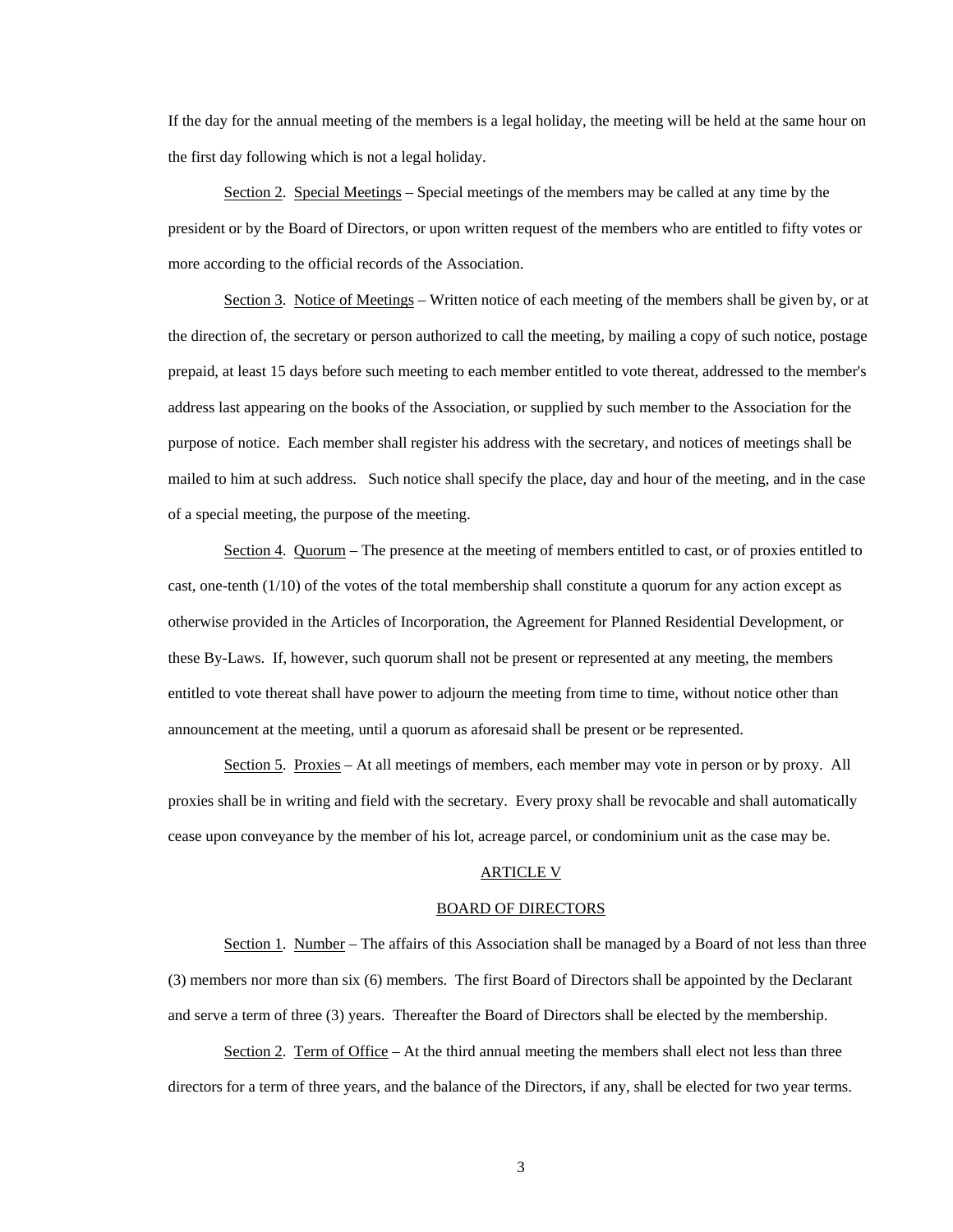If the day for the annual meeting of the members is a legal holiday, the meeting will be held at the same hour on the first day following which is not a legal holiday.

Section 2. Special Meetings – Special meetings of the members may be called at any time by the president or by the Board of Directors, or upon written request of the members who are entitled to fifty votes or more according to the official records of the Association.

Section 3. Notice of Meetings – Written notice of each meeting of the members shall be given by, or at the direction of, the secretary or person authorized to call the meeting, by mailing a copy of such notice, postage prepaid, at least 15 days before such meeting to each member entitled to vote thereat, addressed to the member's address last appearing on the books of the Association, or supplied by such member to the Association for the purpose of notice. Each member shall register his address with the secretary, and notices of meetings shall be mailed to him at such address. Such notice shall specify the place, day and hour of the meeting, and in the case of a special meeting, the purpose of the meeting.

Section 4. Quorum – The presence at the meeting of members entitled to cast, or of proxies entitled to cast, one-tenth (1/10) of the votes of the total membership shall constitute a quorum for any action except as otherwise provided in the Articles of Incorporation, the Agreement for Planned Residential Development, or these By-Laws. If, however, such quorum shall not be present or represented at any meeting, the members entitled to vote thereat shall have power to adjourn the meeting from time to time, without notice other than announcement at the meeting, until a quorum as aforesaid shall be present or be represented.

Section 5. Proxies – At all meetings of members, each member may vote in person or by proxy. All proxies shall be in writing and field with the secretary. Every proxy shall be revocable and shall automatically cease upon conveyance by the member of his lot, acreage parcel, or condominium unit as the case may be.

## ARTICLE V

## BOARD OF DIRECTORS

Section 1. Number – The affairs of this Association shall be managed by a Board of not less than three (3) members nor more than six (6) members. The first Board of Directors shall be appointed by the Declarant and serve a term of three (3) years. Thereafter the Board of Directors shall be elected by the membership.

Section 2. Term of Office – At the third annual meeting the members shall elect not less than three directors for a term of three years, and the balance of the Directors, if any, shall be elected for two year terms.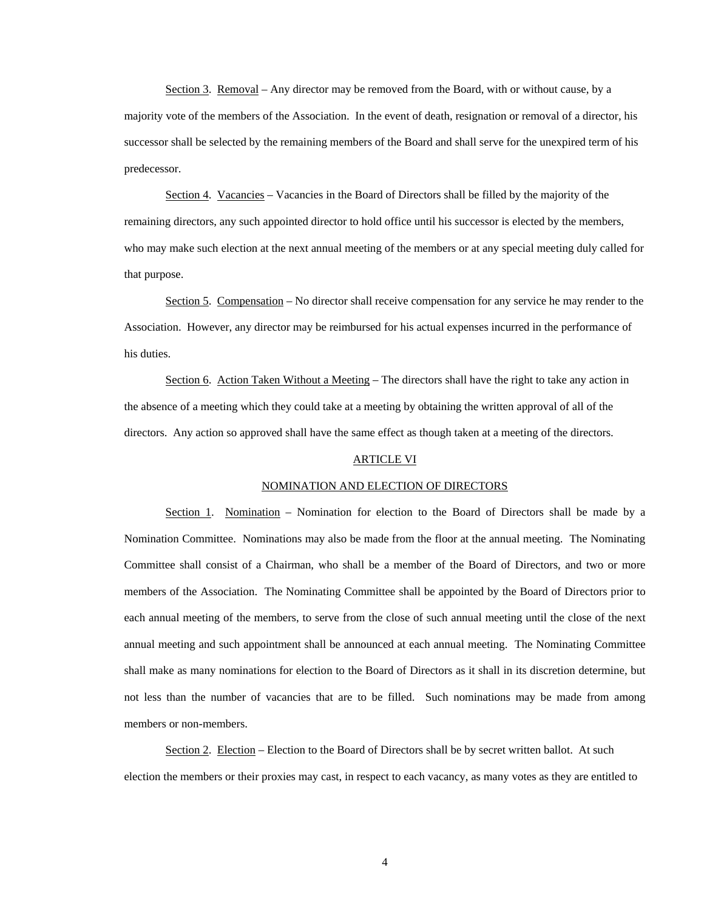Section 3. Removal – Any director may be removed from the Board, with or without cause, by a majority vote of the members of the Association. In the event of death, resignation or removal of a director, his successor shall be selected by the remaining members of the Board and shall serve for the unexpired term of his predecessor.

Section 4. Vacancies – Vacancies in the Board of Directors shall be filled by the majority of the remaining directors, any such appointed director to hold office until his successor is elected by the members, who may make such election at the next annual meeting of the members or at any special meeting duly called for that purpose.

Section 5. Compensation – No director shall receive compensation for any service he may render to the Association. However, any director may be reimbursed for his actual expenses incurred in the performance of his duties.

Section 6. Action Taken Without a Meeting – The directors shall have the right to take any action in the absence of a meeting which they could take at a meeting by obtaining the written approval of all of the directors. Any action so approved shall have the same effect as though taken at a meeting of the directors.

## ARTICLE VI

## NOMINATION AND ELECTION OF DIRECTORS

Section 1. Nomination – Nomination for election to the Board of Directors shall be made by a Nomination Committee. Nominations may also be made from the floor at the annual meeting. The Nominating Committee shall consist of a Chairman, who shall be a member of the Board of Directors, and two or more members of the Association. The Nominating Committee shall be appointed by the Board of Directors prior to each annual meeting of the members, to serve from the close of such annual meeting until the close of the next annual meeting and such appointment shall be announced at each annual meeting. The Nominating Committee shall make as many nominations for election to the Board of Directors as it shall in its discretion determine, but not less than the number of vacancies that are to be filled. Such nominations may be made from among members or non-members.

Section 2. Election – Election to the Board of Directors shall be by secret written ballot. At such election the members or their proxies may cast, in respect to each vacancy, as many votes as they are entitled to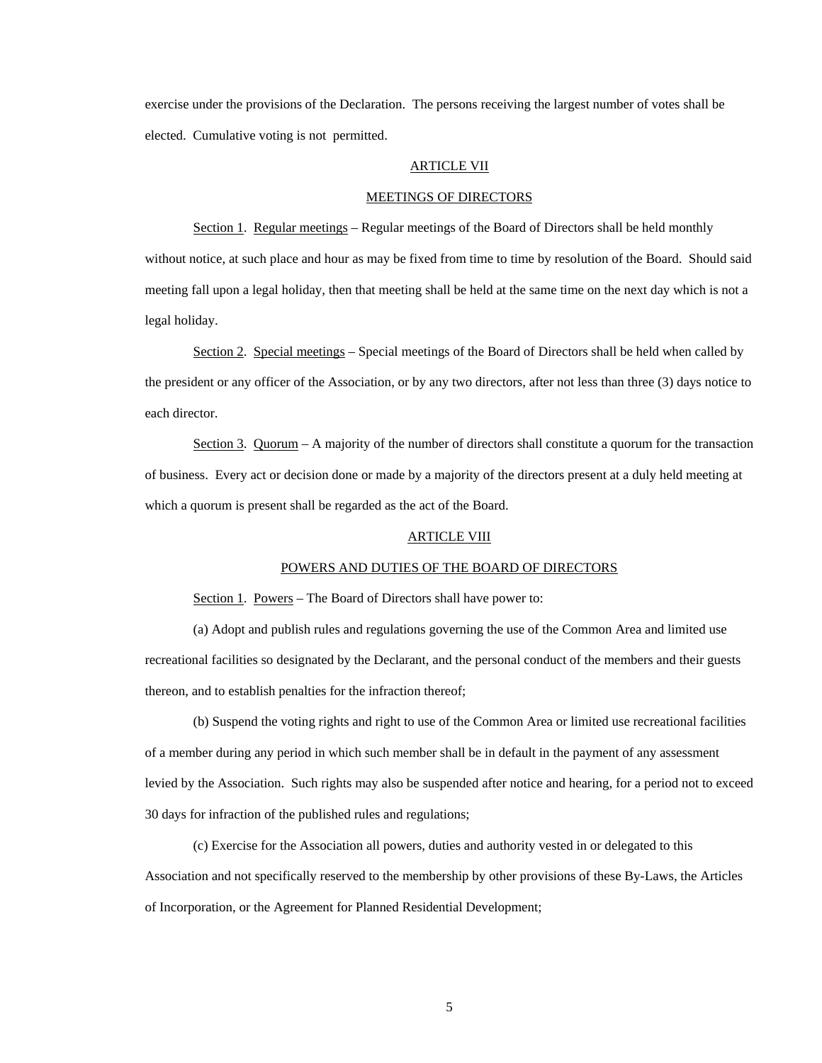exercise under the provisions of the Declaration. The persons receiving the largest number of votes shall be elected. Cumulative voting is not permitted.

## ARTICLE VII

## MEETINGS OF DIRECTORS

Section 1. Regular meetings – Regular meetings of the Board of Directors shall be held monthly without notice, at such place and hour as may be fixed from time to time by resolution of the Board. Should said meeting fall upon a legal holiday, then that meeting shall be held at the same time on the next day which is not a legal holiday.

Section 2. Special meetings – Special meetings of the Board of Directors shall be held when called by the president or any officer of the Association, or by any two directors, after not less than three (3) days notice to each director.

Section 3. Quorum – A majority of the number of directors shall constitute a quorum for the transaction of business. Every act or decision done or made by a majority of the directors present at a duly held meeting at which a quorum is present shall be regarded as the act of the Board.

## ARTICLE VIII

## POWERS AND DUTIES OF THE BOARD OF DIRECTORS

Section 1. Powers – The Board of Directors shall have power to:

(a) Adopt and publish rules and regulations governing the use of the Common Area and limited use recreational facilities so designated by the Declarant, and the personal conduct of the members and their guests thereon, and to establish penalties for the infraction thereof;

(b) Suspend the voting rights and right to use of the Common Area or limited use recreational facilities of a member during any period in which such member shall be in default in the payment of any assessment levied by the Association. Such rights may also be suspended after notice and hearing, for a period not to exceed 30 days for infraction of the published rules and regulations;

(c) Exercise for the Association all powers, duties and authority vested in or delegated to this Association and not specifically reserved to the membership by other provisions of these By-Laws, the Articles of Incorporation, or the Agreement for Planned Residential Development;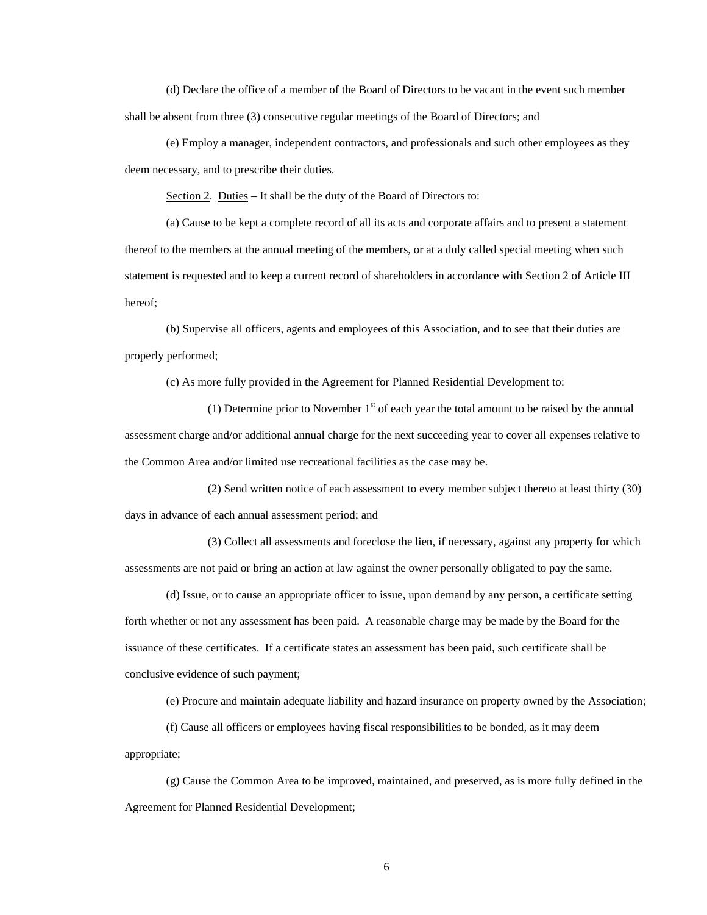(d) Declare the office of a member of the Board of Directors to be vacant in the event such member shall be absent from three (3) consecutive regular meetings of the Board of Directors; and

(e) Employ a manager, independent contractors, and professionals and such other employees as they deem necessary, and to prescribe their duties.

<u>Section 2</u>. <u>Duties</u> – It shall be the duty of the Board of Directors to:

(a) Cause to be kept a complete record of all its acts and corporate affairs and to present a statement thereof to the members at the annual meeting of the members, or at a duly called special meeting when such statement is requested and to keep a current record of shareholders in accordance with Section 2 of Article III hereof;

(b) Supervise all officers, agents and employees of this Association, and to see that their duties are properly performed;

(c) As more fully provided in the Agreement for Planned Residential Development to:

(1) Determine prior to November 1st of each year the total amount to be raised by the annual assessment charge and/or additional annual charge for the next succeeding year to cover all expenses relative to the Common Area and/or limited use recreational facilities as the case may be.

(2) Send written notice of each assessment to every member subject thereto at least thirty (30) days in advance of each annual assessment period; and

(3) Collect all assessments and foreclose the lien, if necessary, against any property for which assessments are not paid or bring an action at law against the owner personally obligated to pay the same.

(d) Issue, or to cause an appropriate officer to issue, upon demand by any person, a certificate setting forth whether or not any assessment has been paid. A reasonable charge may be made by the Board for the issuance of these certificates. If a certificate states an assessment has been paid, such certificate shall be conclusive evidence of such payment;

(e) Procure and maintain adequate liability and hazard insurance on property owned by the Association;

(f) Cause all officers or employees having fiscal responsibilities to be bonded, as it may deem appropriate;

(g) Cause the Common Area to be improved, maintained, and preserved, as is more fully defined in the Agreement for Planned Residential Development;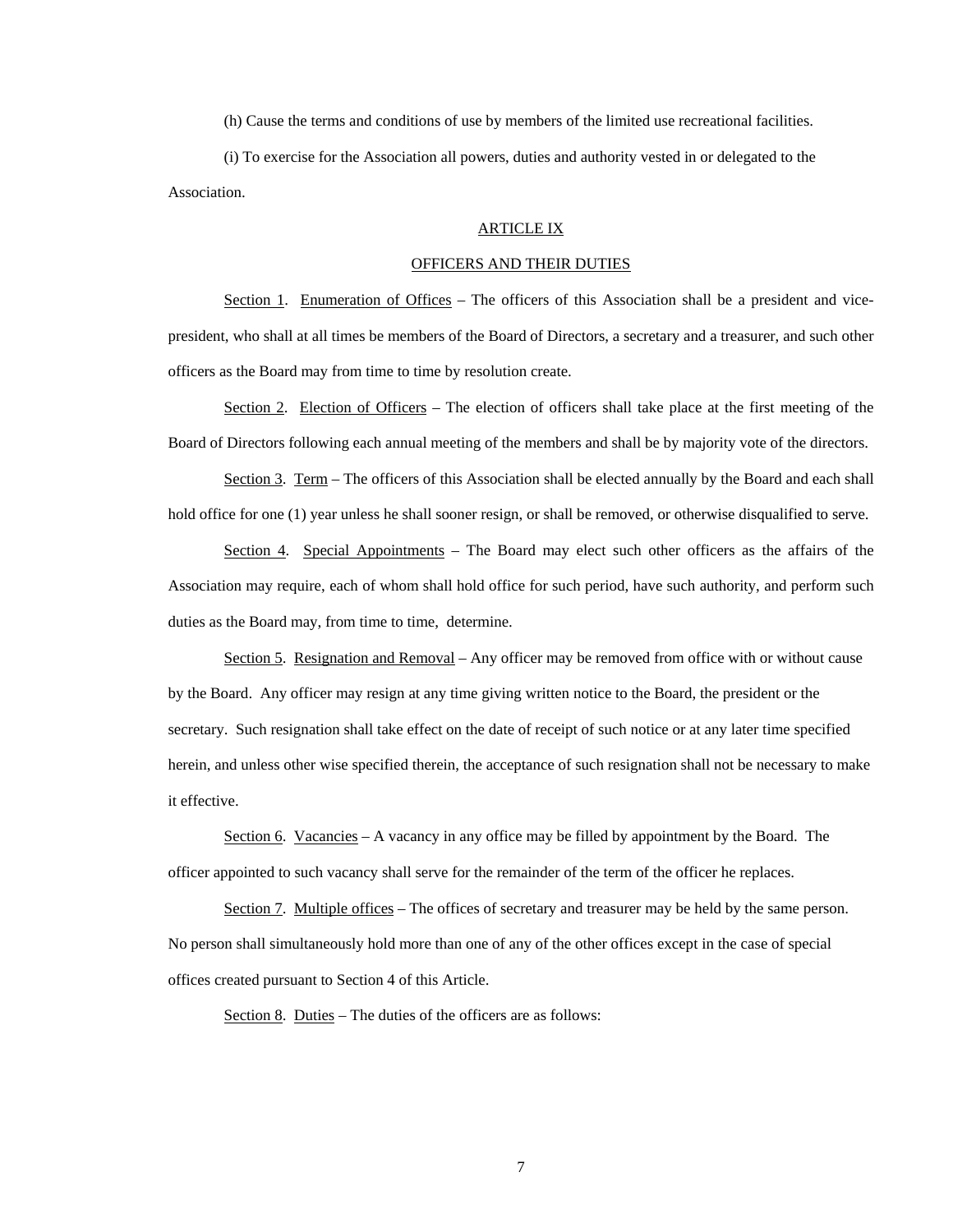(h) Cause the terms and conditions of use by members of the limited use recreational facilities.

(i) To exercise for the Association all powers, duties and authority vested in or delegated to the Association.

## ARTICLE IX

## OFFICERS AND THEIR DUTIES

Section 1. Enumeration of Offices – The officers of this Association shall be a president and vice-president, who shall at all times be members of the Board of Directors, a secretary and a treasurer, and such other officers as the Board may from time to time by resolution create.

Section 2. Election of Officers – The election of officers shall take place at the first meeting of the Board of Directors following each annual meeting of the members and shall be by majority vote of the directors.

Section 3. Term – The officers of this Association shall be elected annually by the Board and each shall hold office for one (1) year unless he shall sooner resign, or shall be removed, or otherwise disqualified to serve.

Section 4. Special Appointments – The Board may elect such other officers as the affairs of the Association may require, each of whom shall hold office for such period, have such authority, and perform such duties as the Board may, from time to time, determine.

Section 5. Resignation and Removal – Any officer may be removed from office with or without cause by the Board. Any officer may resign at any time giving written notice to the Board, the president or the secretary. Such resignation shall take effect on the date of receipt of such notice or at any later time specified herein, and unless other wise specified therein, the acceptance of such resignation shall not be necessary to make it effective.

Section 6. Vacancies – A vacancy in any office may be filled by appointment by the Board. The officer appointed to such vacancy shall serve for the remainder of the term of the officer he replaces.

Section 7. Multiple offices – The offices of secretary and treasurer may be held by the same person. No person shall simultaneously hold more than one of any of the other offices except in the case of special offices created pursuant to Section 4 of this Article.

Section 8. Duties – The duties of the officers are as follows: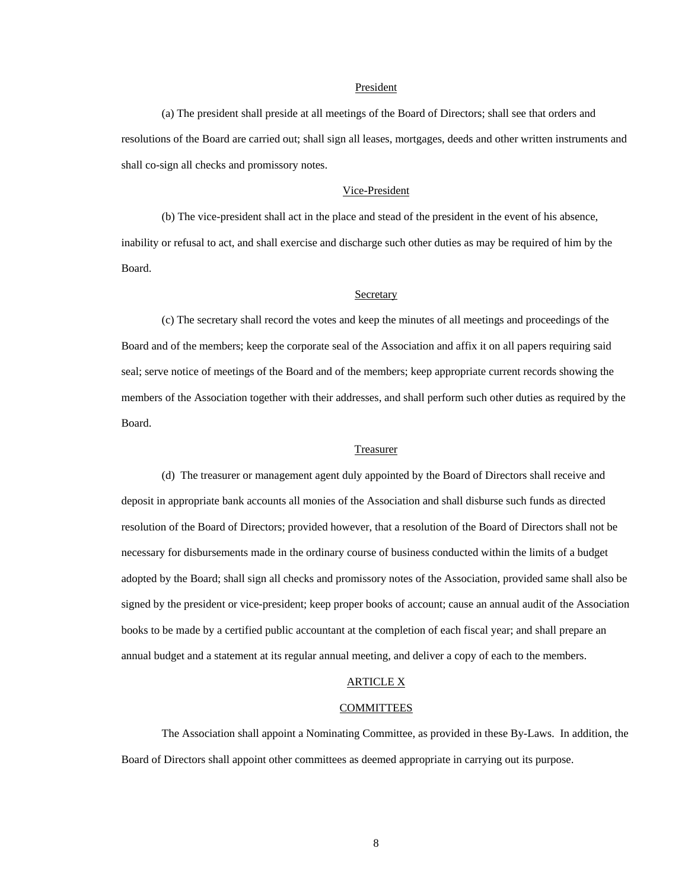President

(a) The president shall preside at all meetings of the Board of Directors; shall see that orders and resolutions of the Board are carried out; shall sign all leases, mortgages, deeds and other written instruments and shall co-sign all checks and promissory notes.

Vice-President

(b) The vice-president shall act in the place and stead of the president in the event of his absence, inability or refusal to act, and shall exercise and discharge such other duties as may be required of him by the Board.

Secretary

(c) The secretary shall record the votes and keep the minutes of all meetings and proceedings of the Board and of the members; keep the corporate seal of the Association and affix it on all papers requiring said seal; serve notice of meetings of the Board and of the members; keep appropriate current records showing the members of the Association together with their addresses, and shall perform such other duties as required by the Board.

Treasurer

(d) The treasurer or management agent duly appointed by the Board of Directors shall receive and deposit in appropriate bank accounts all monies of the Association and shall disburse such funds as directed resolution of the Board of Directors; provided however, that a resolution of the Board of Directors shall not be necessary for disbursements made in the ordinary course of business conducted within the limits of a budget adopted by the Board; shall sign all checks and promissory notes of the Association, provided same shall also be signed by the president or vice-president; keep proper books of account; cause an annual audit of the Association books to be made by a certified public accountant at the completion of each fiscal year; and shall prepare an annual budget and a statement at its regular annual meeting, and deliver a copy of each to the members.

## ARTICLE X

## COMMITTEES

The Association shall appoint a Nominating Committee, as provided in these By-Laws. In addition, the Board of Directors shall appoint other committees as deemed appropriate in carrying out its purpose.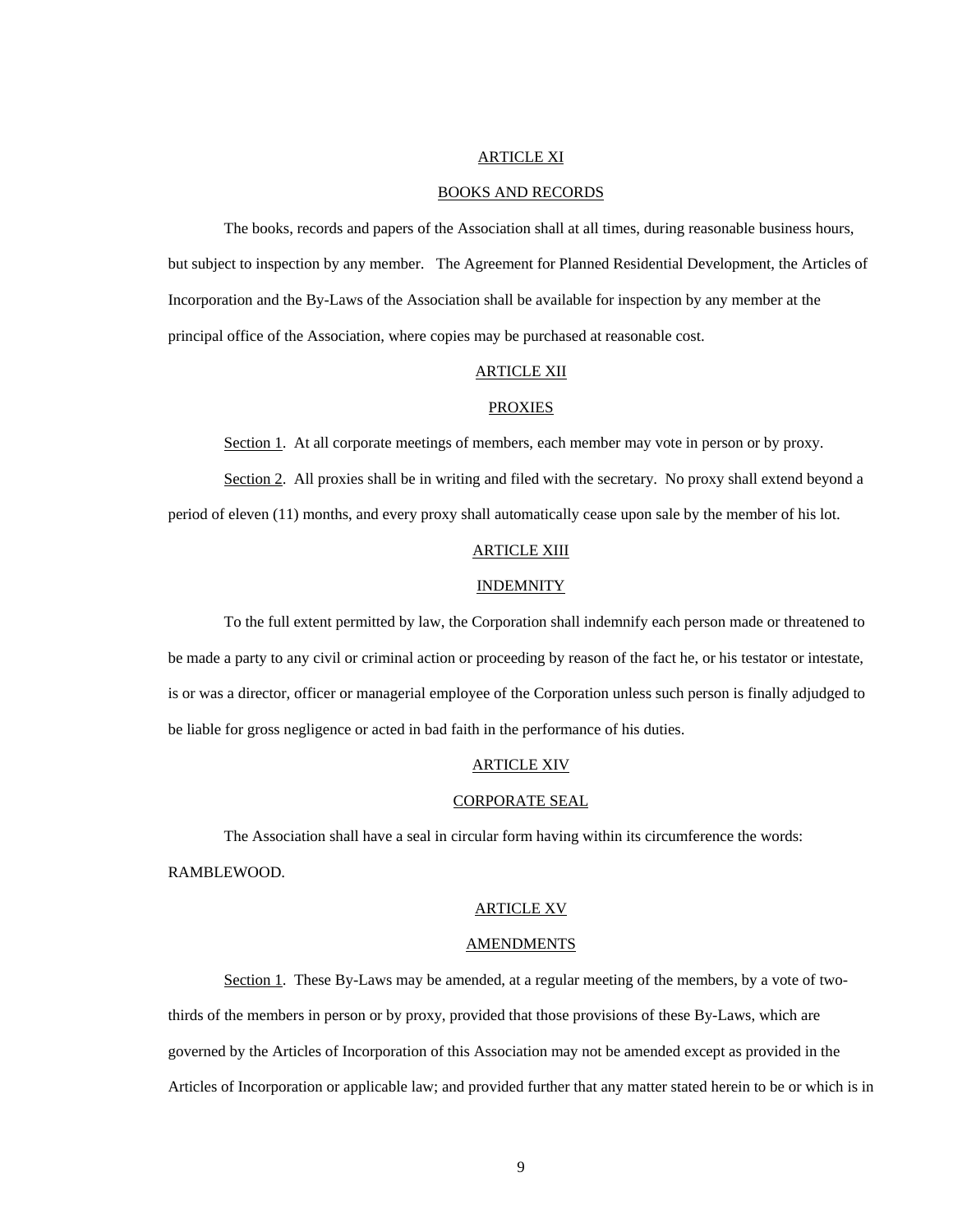## ARTICLE XI

## BOOKS AND RECORDS

The books, records and papers of the Association shall at all times, during reasonable business hours, but subject to inspection by any member. The Agreement for Planned Residential Development, the Articles of Incorporation and the By-Laws of the Association shall be available for inspection by any member at the principal office of the Association, where copies may be purchased at reasonable cost.

## ARTICLE XII

## PROXIES

Section 1. At all corporate meetings of members, each member may vote in person or by proxy.

Section 2. All proxies shall be in writing and filed with the secretary. No proxy shall extend beyond a period of eleven (11) months, and every proxy shall automatically cease upon sale by the member of his lot.

## ARTICLE XIII

## INDEMNITY

To the full extent permitted by law, the Corporation shall indemnify each person made or threatened to be made a party to any civil or criminal action or proceeding by reason of the fact he, or his testator or intestate, is or was a director, officer or managerial employee of the Corporation unless such person is finally adjudged to be liable for gross negligence or acted in bad faith in the performance of his duties.

## ARTICLE XIV

## CORPORATE SEAL

The Association shall have a seal in circular form having within its circumference the words: RAMBLEWOOD.

## ARTICLE XV

## AMENDMENTS

Section 1. These By-Laws may be amended, at a regular meeting of the members, by a vote of two-thirds of the members in person or by proxy, provided that those provisions of these By-Laws, which are governed by the Articles of Incorporation of this Association may not be amended except as provided in the Articles of Incorporation or applicable law; and provided further that any matter stated herein to be or which is in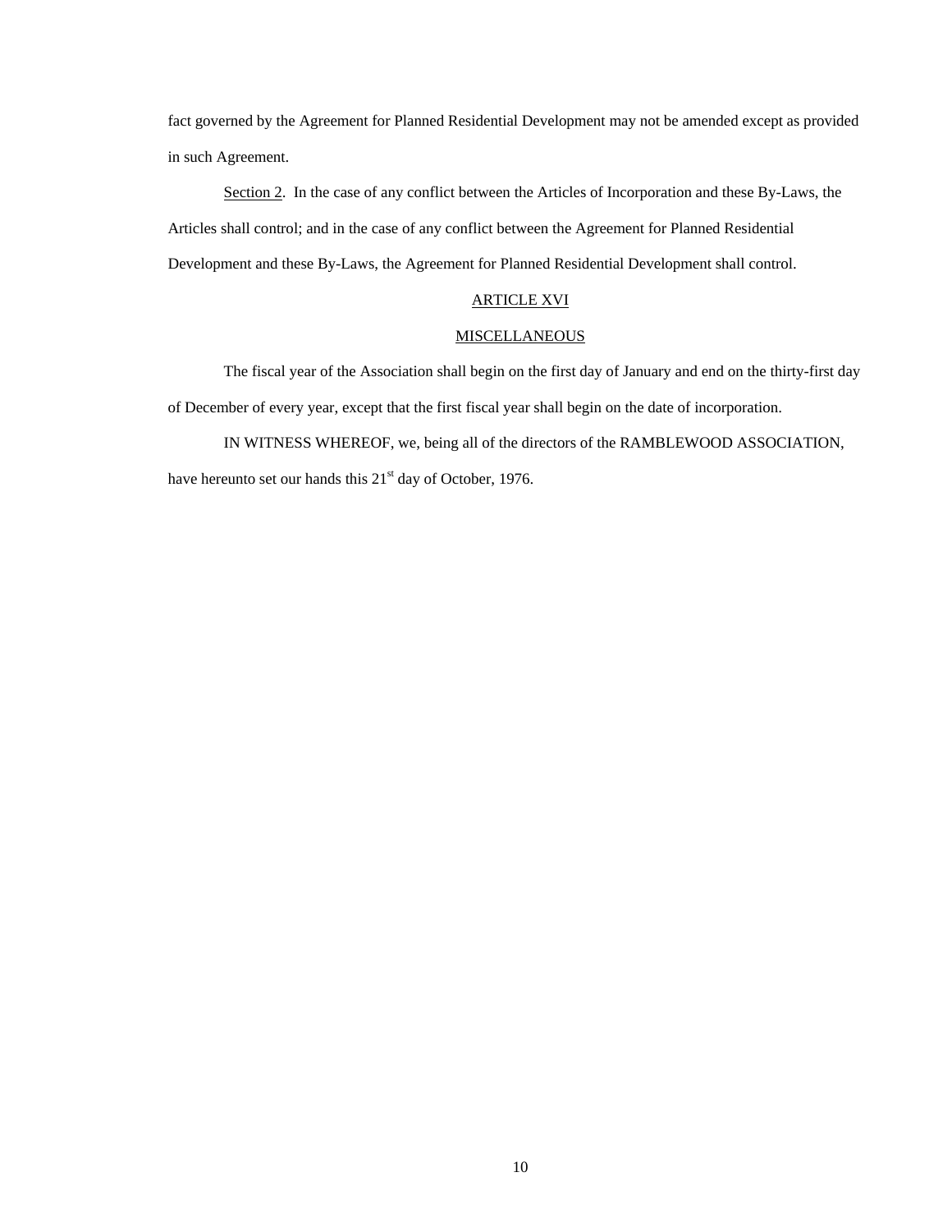fact governed by the Agreement for Planned Residential Development may not be amended except as provided in such Agreement.

Section 2. In the case of any conflict between the Articles of Incorporation and these By-Laws, the Articles shall control; and in the case of any conflict between the Agreement for Planned Residential Development and these By-Laws, the Agreement for Planned Residential Development shall control.

## ARTICLE XVI

## MISCELLANEOUS

The fiscal year of the Association shall begin on the first day of January and end on the thirty-first day of December of every year, except that the first fiscal year shall begin on the date of incorporation.

IN WITNESS WHEREOF, we, being all of the directors of the RAMBLEWOOD ASSOCIATION, have hereunto set our hands this 21st day of October, 1976.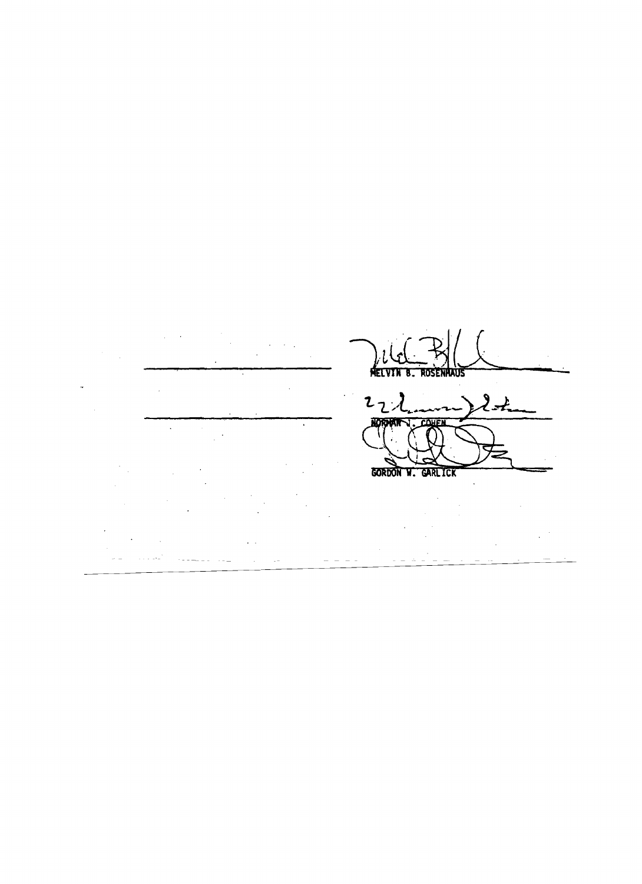MELVIN B. ROSENHAUS

NORMAN J. COHEN

GORDON W. GARLICK